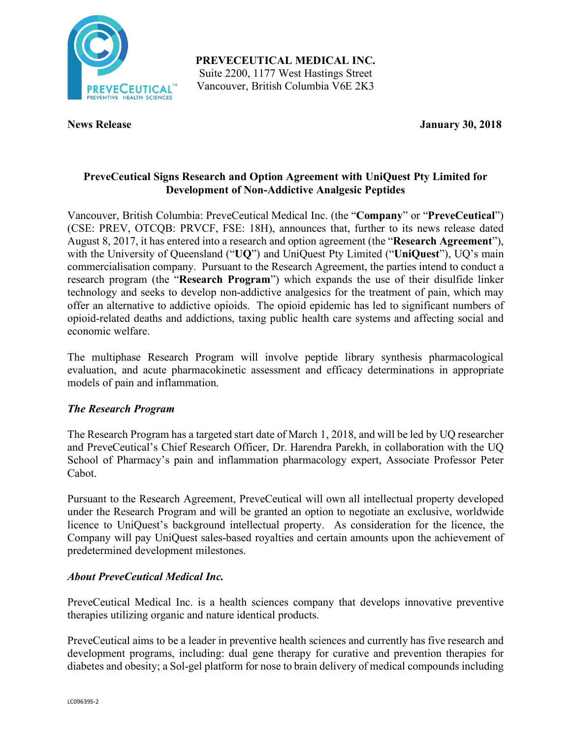**PREVECEUTICAL MEDICAL INC.**
Suite 2200, 1177 West Hastings Street
Vancouver, British Columbia V6E 2K3

**News Release** **January 30, 2018**

## PreveCeutical Signs Research and Option Agreement with UniQuest Pty Limited for Development of Non-Addictive Analgesic Peptides

Vancouver, British Columbia: PreveCeutical Medical Inc. (the "**Company**" or "**PreveCeutical**") (CSE: PREV, OTCQB: PRVCF, FSE: 18H), announces that, further to its news release dated August 8, 2017, it has entered into a research and option agreement (the "**Research Agreement**"), with the University of Queensland ("**UQ**") and UniQuest Pty Limited ("**UniQuest**"), UQ's main commercialisation company. Pursuant to the Research Agreement, the parties intend to conduct a research program (the "**Research Program**") which expands the use of their disulfide linker technology and seeks to develop non-addictive analgesics for the treatment of pain, which may offer an alternative to addictive opioids. The opioid epidemic has led to significant numbers of opioid-related deaths and addictions, taxing public health care systems and affecting social and economic welfare.

The multiphase Research Program will involve peptide library synthesis pharmacological evaluation, and acute pharmacokinetic assessment and efficacy determinations in appropriate models of pain and inflammation.

### *The Research Program*

The Research Program has a targeted start date of March 1, 2018, and will be led by UQ researcher and PreveCeutical's Chief Research Officer, Dr. Harendra Parekh, in collaboration with the UQ School of Pharmacy's pain and inflammation pharmacology expert, Associate Professor Peter Cabot.

Pursuant to the Research Agreement, PreveCeutical will own all intellectual property developed under the Research Program and will be granted an option to negotiate an exclusive, worldwide licence to UniQuest's background intellectual property. As consideration for the licence, the Company will pay UniQuest sales-based royalties and certain amounts upon the achievement of predetermined development milestones.

### *About PreveCeutical Medical Inc.*

PreveCeutical Medical Inc. is a health sciences company that develops innovative preventive therapies utilizing organic and nature identical products.

PreveCeutical aims to be a leader in preventive health sciences and currently has five research and development programs, including: dual gene therapy for curative and prevention therapies for diabetes and obesity; a Sol-gel platform for nose to brain delivery of medical compounds including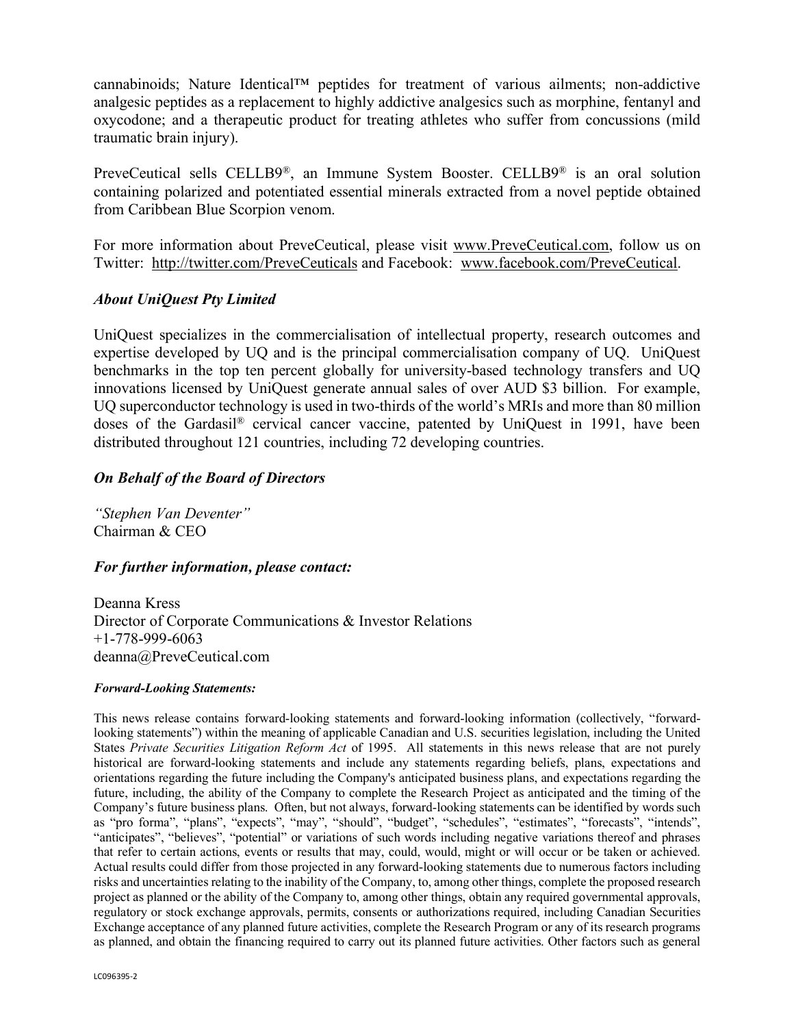cannabinoids; Nature Identical™ peptides for treatment of various ailments; non-addictive analgesic peptides as a replacement to highly addictive analgesics such as morphine, fentanyl and oxycodone; and a therapeutic product for treating athletes who suffer from concussions (mild traumatic brain injury).

PreveCeutical sells CELLB9®, an Immune System Booster. CELLB9® is an oral solution containing polarized and potentiated essential minerals extracted from a novel peptide obtained from Caribbean Blue Scorpion venom.

For more information about PreveCeutical, please visit www.PreveCeutical.com, follow us on Twitter: http://twitter.com/PreveCeuticals and Facebook: www.facebook.com/PreveCeutical.

### *About UniQuest Pty Limited*

UniQuest specializes in the commercialisation of intellectual property, research outcomes and expertise developed by UQ and is the principal commercialisation company of UQ. UniQuest benchmarks in the top ten percent globally for university-based technology transfers and UQ innovations licensed by UniQuest generate annual sales of over AUD $3 billion. For example, UQ superconductor technology is used in two-thirds of the world's MRIs and more than 80 million doses of the Gardasil® cervical cancer vaccine, patented by UniQuest in 1991, have been distributed throughout 121 countries, including 72 developing countries.

### *On Behalf of the Board of Directors*

*"Stephen Van Deventer"*
Chairman & CEO

### *For further information, please contact:*

Deanna Kress
Director of Corporate Communications & Investor Relations
+1-778-999-6063
deanna@PreveCeutical.com

***Forward-Looking Statements:***

This news release contains forward-looking statements and forward-looking information (collectively, "forward-looking statements") within the meaning of applicable Canadian and U.S. securities legislation, including the United States *Private Securities Litigation Reform Act* of 1995. All statements in this news release that are not purely historical are forward-looking statements and include any statements regarding beliefs, plans, expectations and orientations regarding the future including the Company's anticipated business plans, and expectations regarding the future, including, the ability of the Company to complete the Research Project as anticipated and the timing of the Company's future business plans. Often, but not always, forward-looking statements can be identified by words such as "pro forma", "plans", "expects", "may", "should", "budget", "schedules", "estimates", "forecasts", "intends", "anticipates", "believes", "potential" or variations of such words including negative variations thereof and phrases that refer to certain actions, events or results that may, could, would, might or will occur or be taken or achieved. Actual results could differ from those projected in any forward-looking statements due to numerous factors including risks and uncertainties relating to the inability of the Company, to, among other things, complete the proposed research project as planned or the ability of the Company to, among other things, obtain any required governmental approvals, regulatory or stock exchange approvals, permits, consents or authorizations required, including Canadian Securities Exchange acceptance of any planned future activities, complete the Research Program or any of its research programs as planned, and obtain the financing required to carry out its planned future activities. Other factors such as general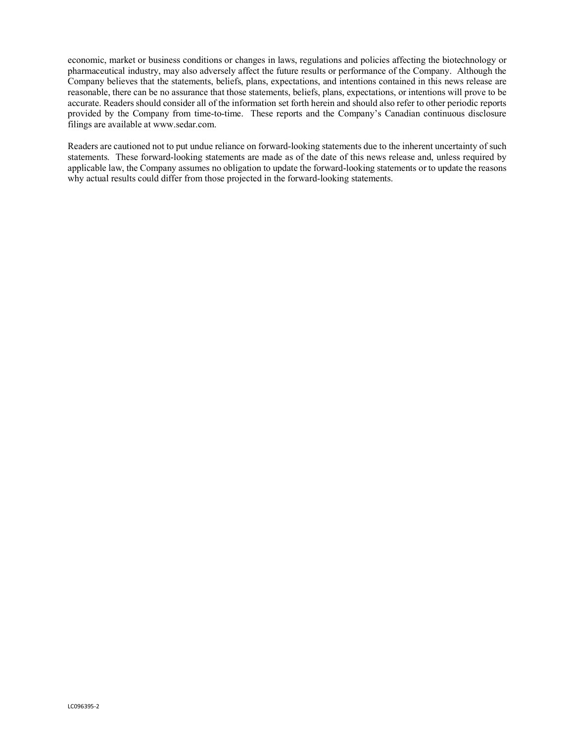economic, market or business conditions or changes in laws, regulations and policies affecting the biotechnology or pharmaceutical industry, may also adversely affect the future results or performance of the Company. Although the Company believes that the statements, beliefs, plans, expectations, and intentions contained in this news release are reasonable, there can be no assurance that those statements, beliefs, plans, expectations, or intentions will prove to be accurate. Readers should consider all of the information set forth herein and should also refer to other periodic reports provided by the Company from time-to-time. These reports and the Company's Canadian continuous disclosure filings are available at www.sedar.com.

Readers are cautioned not to put undue reliance on forward-looking statements due to the inherent uncertainty of such statements. These forward-looking statements are made as of the date of this news release and, unless required by applicable law, the Company assumes no obligation to update the forward-looking statements or to update the reasons why actual results could differ from those projected in the forward-looking statements.

LC096395-2